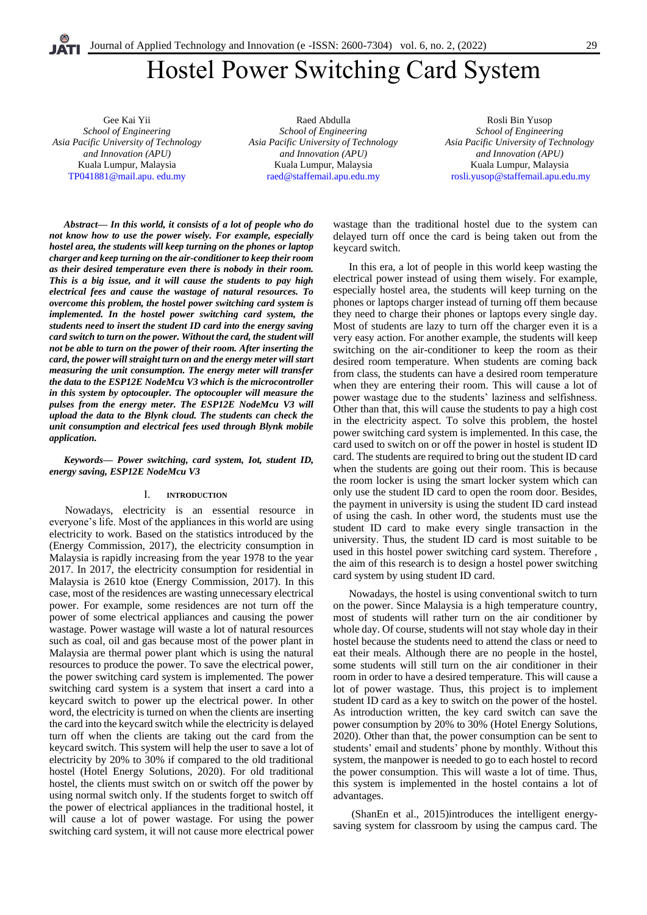# Hostel Power Switching Card System

Gee Kai Yii
*School of Engineering*
*Asia Pacific University of Technology and Innovation (APU)*
Kuala Lumpur, Malaysia
TP041881@mail.apu. edu.my

Raed Abdulla
*School of Engineering*
*Asia Pacific University of Technology and Innovation (APU)*
Kuala Lumpur, Malaysia
raed@staffemail.apu.edu.my

Rosli Bin Yusop
*School of Engineering*
*Asia Pacific University of Technology and Innovation (APU)*
Kuala Lumpur, Malaysia
rosli.yusop@staffemail.apu.edu.my

***Abstract*— In this world, it consists of a lot of people who do not know how to use the power wisely. For example, especially hostel area, the students will keep turning on the phones or laptop charger and keep turning on the air-conditioner to keep their room as their desired temperature even there is nobody in their room. This is a big issue, and it will cause the students to pay high electrical fees and cause the wastage of natural resources. To overcome this problem, the hostel power switching card system is implemented. In the hostel power switching card system, the students need to insert the student ID card into the energy saving card switch to turn on the power. Without the card, the student will not be able to turn on the power of their room. After inserting the card, the power will straight turn on and the energy meter will start measuring the unit consumption. The energy meter will transfer the data to the ESP12E NodeMcu V3 which is the microcontroller in this system by optocoupler. The optocoupler will measure the pulses from the energy meter. The ESP12E NodeMcu V3 will upload the data to the Blynk cloud. The students can check the unit consumption and electrical fees used through Blynk mobile application.**

***Keywords*— Power switching, card system, Iot, student ID, energy saving, ESP12E NodeMcu V3**

## I. INTRODUCTION

Nowadays, electricity is an essential resource in everyone's life. Most of the appliances in this world are using electricity to work. Based on the statistics introduced by the (Energy Commission, 2017), the electricity consumption in Malaysia is rapidly increasing from the year 1978 to the year 2017. In 2017, the electricity consumption for residential in Malaysia is 2610 ktoe (Energy Commission, 2017). In this case, most of the residences are wasting unnecessary electrical power. For example, some residences are not turn off the power of some electrical appliances and causing the power wastage. Power wastage will waste a lot of natural resources such as coal, oil and gas because most of the power plant in Malaysia are thermal power plant which is using the natural resources to produce the power. To save the electrical power, the power switching card system is implemented. The power switching card system is a system that insert a card into a keycard switch to power up the electrical power. In other word, the electricity is turned on when the clients are inserting the card into the keycard switch while the electricity is delayed turn off when the clients are taking out the card from the keycard switch. This system will help the user to save a lot of electricity by 20% to 30% if compared to the old traditional hostel (Hotel Energy Solutions, 2020). For old traditional hostel, the clients must switch on or switch off the power by using normal switch only. If the students forget to switch off the power of electrical appliances in the traditional hostel, it will cause a lot of power wastage. For using the power switching card system, it will not cause more electrical power wastage than the traditional hostel due to the system can delayed turn off once the card is being taken out from the keycard switch.

In this era, a lot of people in this world keep wasting the electrical power instead of using them wisely. For example, especially hostel area, the students will keep turning on the phones or laptops charger instead of turning off them because they need to charge their phones or laptops every single day. Most of students are lazy to turn off the charger even it is a very easy action. For another example, the students will keep switching on the air-conditioner to keep the room as their desired room temperature. When students are coming back from class, the students can have a desired room temperature when they are entering their room. This will cause a lot of power wastage due to the students' laziness and selfishness. Other than that, this will cause the students to pay a high cost in the electricity aspect. To solve this problem, the hostel power switching card system is implemented. In this case, the card used to switch on or off the power in hostel is student ID card. The students are required to bring out the student ID card when the students are going out their room. This is because the room locker is using the smart locker system which can only use the student ID card to open the room door. Besides, the payment in university is using the student ID card instead of using the cash. In other word, the students must use the student ID card to make every single transaction in the university. Thus, the student ID card is most suitable to be used in this hostel power switching card system. Therefore , the aim of this research is to design a hostel power switching card system by using student ID card.

Nowadays, the hostel is using conventional switch to turn on the power. Since Malaysia is a high temperature country, most of students will rather turn on the air conditioner by whole day. Of course, students will not stay whole day in their hostel because the students need to attend the class or need to eat their meals. Although there are no people in the hostel, some students will still turn on the air conditioner in their room in order to have a desired temperature. This will cause a lot of power wastage. Thus, this project is to implement student ID card as a key to switch on the power of the hostel. As introduction written, the key card switch can save the power consumption by 20% to 30% (Hotel Energy Solutions, 2020). Other than that, the power consumption can be sent to students' email and students' phone by monthly. Without this system, the manpower is needed to go to each hostel to record the power consumption. This will waste a lot of time. Thus, this system is implemented in the hostel contains a lot of advantages.

(ShanEn et al., 2015)introduces the intelligent energy-saving system for classroom by using the campus card. The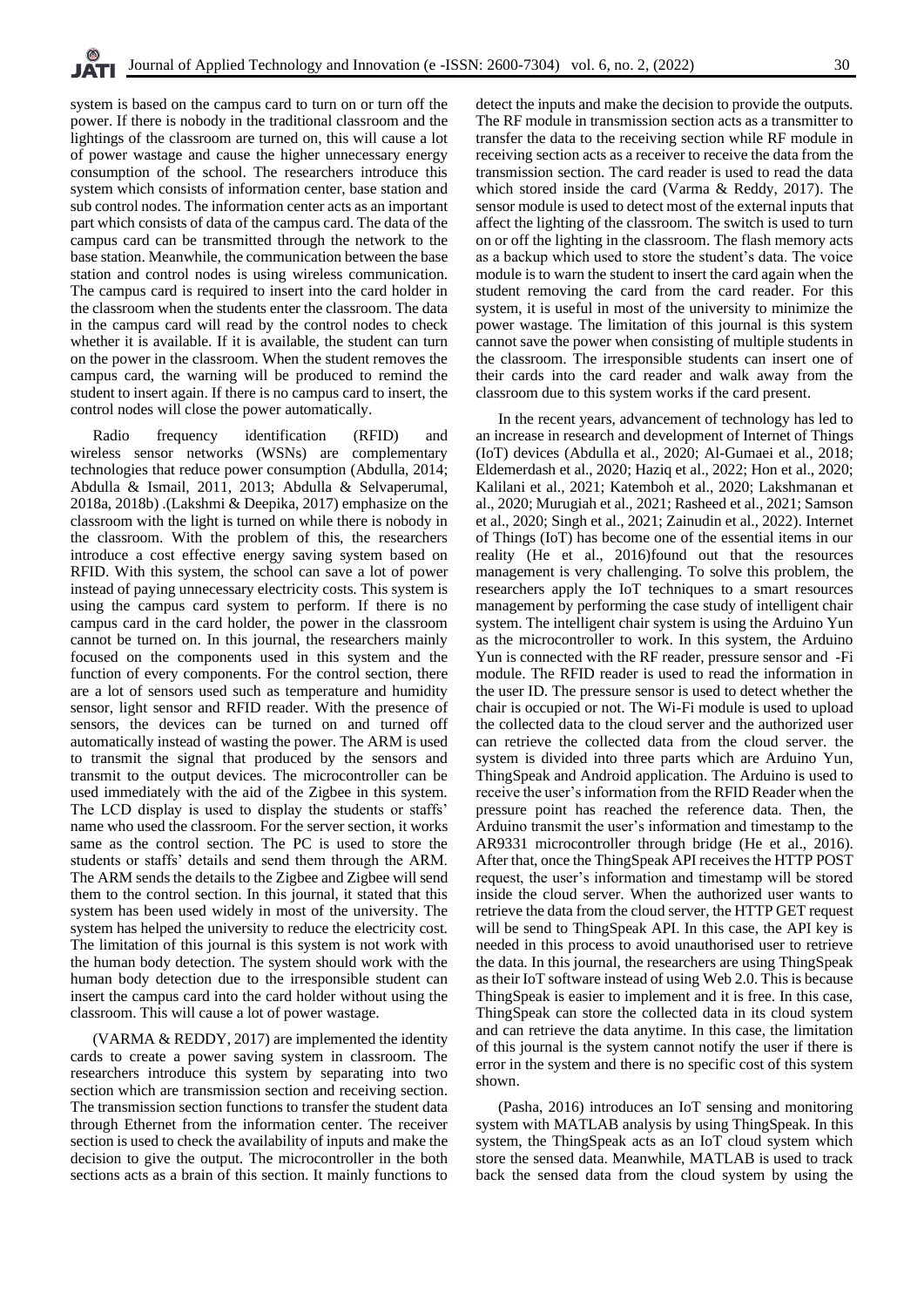system is based on the campus card to turn on or turn off the power. If there is nobody in the traditional classroom and the lightings of the classroom are turned on, this will cause a lot of power wastage and cause the higher unnecessary energy consumption of the school. The researchers introduce this system which consists of information center, base station and sub control nodes. The information center acts as an important part which consists of data of the campus card. The data of the campus card can be transmitted through the network to the base station. Meanwhile, the communication between the base station and control nodes is using wireless communication. The campus card is required to insert into the card holder in the classroom when the students enter the classroom. The data in the campus card will read by the control nodes to check whether it is available. If it is available, the student can turn on the power in the classroom. When the student removes the campus card, the warning will be produced to remind the student to insert again. If there is no campus card to insert, the control nodes will close the power automatically.

Radio frequency identification (RFID) and wireless sensor networks (WSNs) are complementary technologies that reduce power consumption (Abdulla, 2014; Abdulla & Ismail, 2011, 2013; Abdulla & Selvaperumal, 2018a, 2018b) .(Lakshmi & Deepika, 2017) emphasize on the classroom with the light is turned on while there is nobody in the classroom. With the problem of this, the researchers introduce a cost effective energy saving system based on RFID. With this system, the school can save a lot of power instead of paying unnecessary electricity costs. This system is using the campus card system to perform. If there is no campus card in the card holder, the power in the classroom cannot be turned on. In this journal, the researchers mainly focused on the components used in this system and the function of every components. For the control section, there are a lot of sensors used such as temperature and humidity sensor, light sensor and RFID reader. With the presence of sensors, the devices can be turned on and turned off automatically instead of wasting the power. The ARM is used to transmit the signal that produced by the sensors and transmit to the output devices. The microcontroller can be used immediately with the aid of the Zigbee in this system. The LCD display is used to display the students or staffs' name who used the classroom. For the server section, it works same as the control section. The PC is used to store the students or staffs' details and send them through the ARM. The ARM sends the details to the Zigbee and Zigbee will send them to the control section. In this journal, it stated that this system has been used widely in most of the university. The system has helped the university to reduce the electricity cost. The limitation of this journal is this system is not work with the human body detection. The system should work with the human body detection due to the irresponsible student can insert the campus card into the card holder without using the classroom. This will cause a lot of power wastage.

(VARMA & REDDY, 2017) are implemented the identity cards to create a power saving system in classroom. The researchers introduce this system by separating into two section which are transmission section and receiving section. The transmission section functions to transfer the student data through Ethernet from the information center. The receiver section is used to check the availability of inputs and make the decision to give the output. The microcontroller in the both sections acts as a brain of this section. It mainly functions to detect the inputs and make the decision to provide the outputs. The RF module in transmission section acts as a transmitter to transfer the data to the receiving section while RF module in receiving section acts as a receiver to receive the data from the transmission section. The card reader is used to read the data which stored inside the card (Varma & Reddy, 2017). The sensor module is used to detect most of the external inputs that affect the lighting of the classroom. The switch is used to turn on or off the lighting in the classroom. The flash memory acts as a backup which used to store the student's data. The voice module is to warn the student to insert the card again when the student removing the card from the card reader. For this system, it is useful in most of the university to minimize the power wastage. The limitation of this journal is this system cannot save the power when consisting of multiple students in the classroom. The irresponsible students can insert one of their cards into the card reader and walk away from the classroom due to this system works if the card present.

In the recent years, advancement of technology has led to an increase in research and development of Internet of Things (IoT) devices (Abdulla et al., 2020; Al-Gumaei et al., 2018; Eldemerdash et al., 2020; Haziq et al., 2022; Hon et al., 2020; Kalilani et al., 2021; Katemboh et al., 2020; Lakshmanan et al., 2020; Murugiah et al., 2021; Rasheed et al., 2021; Samson et al., 2020; Singh et al., 2021; Zainudin et al., 2022). Internet of Things (IoT) has become one of the essential items in our reality (He et al., 2016)found out that the resources management is very challenging. To solve this problem, the researchers apply the IoT techniques to a smart resources management by performing the case study of intelligent chair system. The intelligent chair system is using the Arduino Yun as the microcontroller to work. In this system, the Arduino Yun is connected with the RF reader, pressure sensor and -Fi module. The RFID reader is used to read the information in the user ID. The pressure sensor is used to detect whether the chair is occupied or not. The Wi-Fi module is used to upload the collected data to the cloud server and the authorized user can retrieve the collected data from the cloud server. the system is divided into three parts which are Arduino Yun, ThingSpeak and Android application. The Arduino is used to receive the user's information from the RFID Reader when the pressure point has reached the reference data. Then, the Arduino transmit the user's information and timestamp to the AR9331 microcontroller through bridge (He et al., 2016). After that, once the ThingSpeak API receives the HTTP POST request, the user's information and timestamp will be stored inside the cloud server. When the authorized user wants to retrieve the data from the cloud server, the HTTP GET request will be send to ThingSpeak API. In this case, the API key is needed in this process to avoid unauthorised user to retrieve the data. In this journal, the researchers are using ThingSpeak as their IoT software instead of using Web 2.0. This is because ThingSpeak is easier to implement and it is free. In this case, ThingSpeak can store the collected data in its cloud system and can retrieve the data anytime. In this case, the limitation of this journal is the system cannot notify the user if there is error in the system and there is no specific cost of this system shown.

(Pasha, 2016) introduces an IoT sensing and monitoring system with MATLAB analysis by using ThingSpeak. In this system, the ThingSpeak acts as an IoT cloud system which store the sensed data. Meanwhile, MATLAB is used to track back the sensed data from the cloud system by using the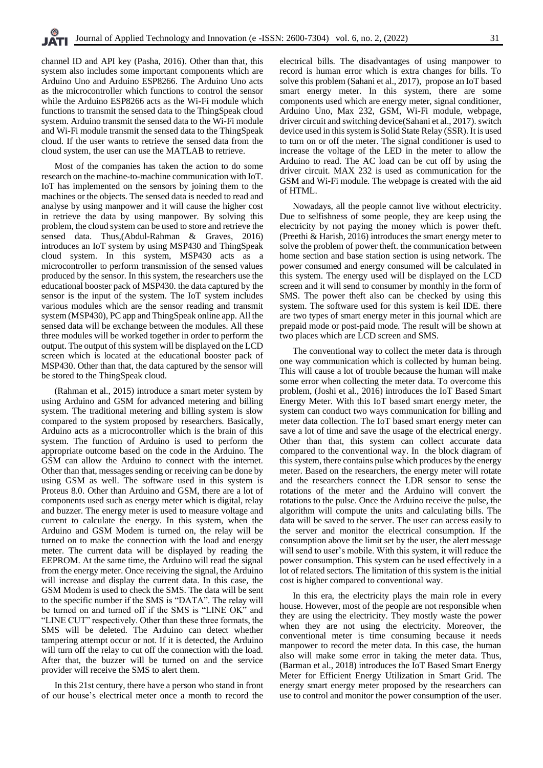channel ID and API key (Pasha, 2016). Other than that, this system also includes some important components which are Arduino Uno and Arduino ESP8266. The Arduino Uno acts as the microcontroller which functions to control the sensor while the Arduino ESP8266 acts as the Wi-Fi module which functions to transmit the sensed data to the ThingSpeak cloud system. Arduino transmit the sensed data to the Wi-Fi module and Wi-Fi module transmit the sensed data to the ThingSpeak cloud. If the user wants to retrieve the sensed data from the cloud system, the user can use the MATLAB to retrieve.

Most of the companies has taken the action to do some research on the machine-to-machine communication with IoT. IoT has implemented on the sensors by joining them to the machines or the objects. The sensed data is needed to read and analyse by using manpower and it will cause the higher cost in retrieve the data by using manpower. By solving this problem, the cloud system can be used to store and retrieve the sensed data. Thus,(Abdul-Rahman & Graves, 2016) introduces an IoT system by using MSP430 and ThingSpeak cloud system. In this system, MSP430 acts as a microcontroller to perform transmission of the sensed values produced by the sensor. In this system, the researchers use the educational booster pack of MSP430. the data captured by the sensor is the input of the system. The IoT system includes various modules which are the sensor reading and transmit system (MSP430), PC app and ThingSpeak online app. All the sensed data will be exchange between the modules. All these three modules will be worked together in order to perform the output. The output of this system will be displayed on the LCD screen which is located at the educational booster pack of MSP430. Other than that, the data captured by the sensor will be stored to the ThingSpeak cloud.

(Rahman et al., 2015) introduce a smart meter system by using Arduino and GSM for advanced metering and billing system. The traditional metering and billing system is slow compared to the system proposed by researchers. Basically, Arduino acts as a microcontroller which is the brain of this system. The function of Arduino is used to perform the appropriate outcome based on the code in the Arduino. The GSM can allow the Arduino to connect with the internet. Other than that, messages sending or receiving can be done by using GSM as well. The software used in this system is Proteus 8.0. Other than Arduino and GSM, there are a lot of components used such as energy meter which is digital, relay and buzzer. The energy meter is used to measure voltage and current to calculate the energy. In this system, when the Arduino and GSM Modem is turned on, the relay will be turned on to make the connection with the load and energy meter. The current data will be displayed by reading the EEPROM. At the same time, the Arduino will read the signal from the energy meter. Once receiving the signal, the Arduino will increase and display the current data. In this case, the GSM Modem is used to check the SMS. The data will be sent to the specific number if the SMS is "DATA". The relay will be turned on and turned off if the SMS is "LINE OK" and "LINE CUT" respectively. Other than these three formats, the SMS will be deleted. The Arduino can detect whether tampering attempt occur or not. If it is detected, the Arduino will turn off the relay to cut off the connection with the load. After that, the buzzer will be turned on and the service provider will receive the SMS to alert them.

In this 21st century, there have a person who stand in front of our house's electrical meter once a month to record the electrical bills. The disadvantages of using manpower to record is human error which is extra changes for bills. To solve this problem (Sahani et al., 2017), propose an IoT based smart energy meter. In this system, there are some components used which are energy meter, signal conditioner, Arduino Uno, Max 232, GSM, Wi-Fi module, webpage, driver circuit and switching device(Sahani et al., 2017). switch device used in this system is Solid State Relay (SSR). It is used to turn on or off the meter. The signal conditioner is used to increase the voltage of the LED in the meter to allow the Arduino to read. The AC load can be cut off by using the driver circuit. MAX 232 is used as communication for the GSM and Wi-Fi module. The webpage is created with the aid of HTML.

Nowadays, all the people cannot live without electricity. Due to selfishness of some people, they are keep using the electricity by not paying the money which is power theft. (Preethi & Harish, 2016) introduces the smart energy meter to solve the problem of power theft. the communication between home section and base station section is using network. The power consumed and energy consumed will be calculated in this system. The energy used will be displayed on the LCD screen and it will send to consumer by monthly in the form of SMS. The power theft also can be checked by using this system. The software used for this system is keil IDE. there are two types of smart energy meter in this journal which are prepaid mode or post-paid mode. The result will be shown at two places which are LCD screen and SMS.

The conventional way to collect the meter data is through one way communication which is collected by human being. This will cause a lot of trouble because the human will make some error when collecting the meter data. To overcome this problem, (Joshi et al., 2016) introduces the IoT Based Smart Energy Meter. With this IoT based smart energy meter, the system can conduct two ways communication for billing and meter data collection. The IoT based smart energy meter can save a lot of time and save the usage of the electrical energy. Other than that, this system can collect accurate data compared to the conventional way. In the block diagram of this system, there contains pulse which produces by the energy meter. Based on the researchers, the energy meter will rotate and the researchers connect the LDR sensor to sense the rotations of the meter and the Arduino will convert the rotations to the pulse. Once the Arduino receive the pulse, the algorithm will compute the units and calculating bills. The data will be saved to the server. The user can access easily to the server and monitor the electrical consumption. If the consumption above the limit set by the user, the alert message will send to user's mobile. With this system, it will reduce the power consumption. This system can be used effectively in a lot of related sectors. The limitation of this system is the initial cost is higher compared to conventional way.

In this era, the electricity plays the main role in every house. However, most of the people are not responsible when they are using the electricity. They mostly waste the power when they are not using the electricity. Moreover, the conventional meter is time consuming because it needs manpower to record the meter data. In this case, the human also will make some error in taking the meter data. Thus, (Barman et al., 2018) introduces the IoT Based Smart Energy Meter for Efficient Energy Utilization in Smart Grid. The energy smart energy meter proposed by the researchers can use to control and monitor the power consumption of the user.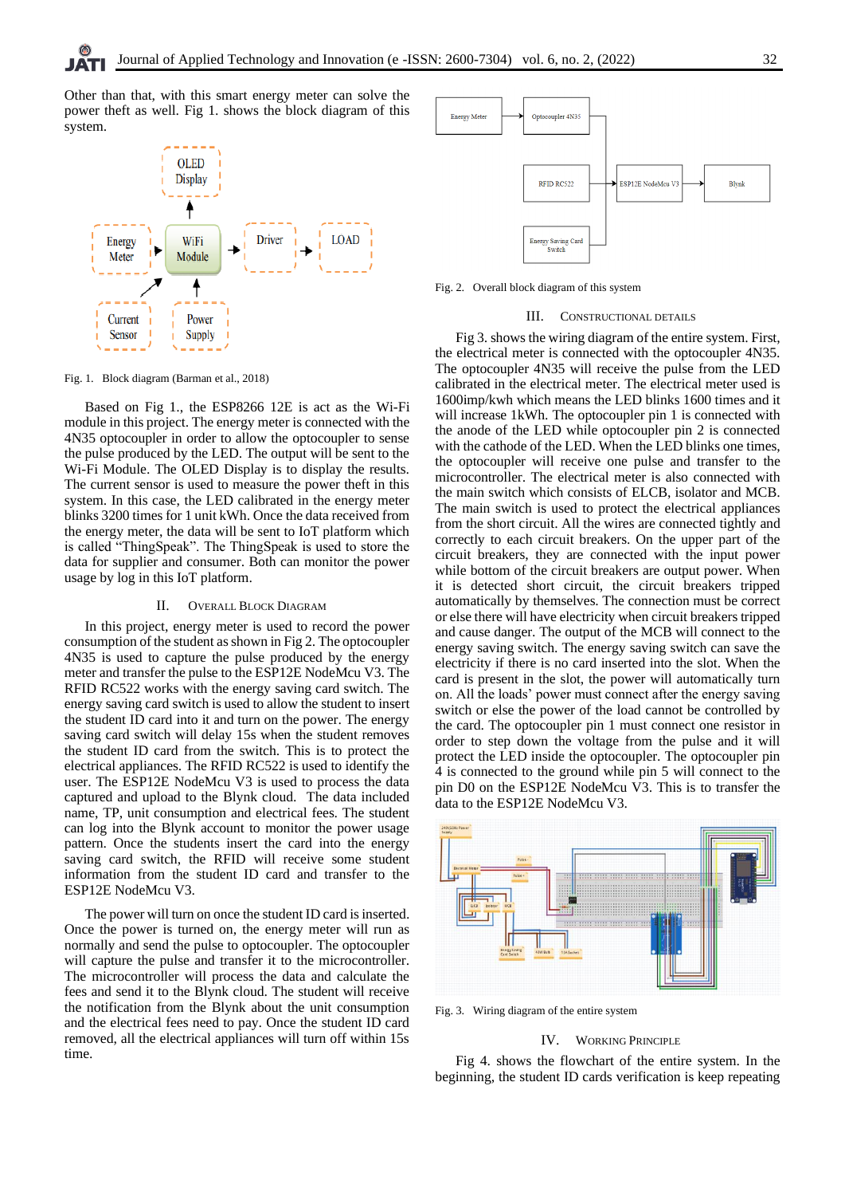Other than that, with this smart energy meter can solve the power theft as well. Fig 1. shows the block diagram of this system.

Fig. 1. Block diagram (Barman et al., 2018)

Based on Fig 1., the ESP8266 12E is act as the Wi-Fi module in this project. The energy meter is connected with the 4N35 optocoupler in order to allow the optocoupler to sense the pulse produced by the LED. The output will be sent to the Wi-Fi Module. The OLED Display is to display the results. The current sensor is used to measure the power theft in this system. In this case, the LED calibrated in the energy meter blinks 3200 times for 1 unit kWh. Once the data received from the energy meter, the data will be sent to IoT platform which is called "ThingSpeak". The ThingSpeak is used to store the data for supplier and consumer. Both can monitor the power usage by log in this IoT platform.

## II. Overall Block Diagram

In this project, energy meter is used to record the power consumption of the student as shown in Fig 2. The optocoupler 4N35 is used to capture the pulse produced by the energy meter and transfer the pulse to the ESP12E NodeMcu V3. The RFID RC522 works with the energy saving card switch. The energy saving card switch is used to allow the student to insert the student ID card into it and turn on the power. The energy saving card switch will delay 15s when the student removes the student ID card from the switch. This is to protect the electrical appliances. The RFID RC522 is used to identify the user. The ESP12E NodeMcu V3 is used to process the data captured and upload to the Blynk cloud. The data included name, TP, unit consumption and electrical fees. The student can log into the Blynk account to monitor the power usage pattern. Once the students insert the card into the energy saving card switch, the RFID will receive some student information from the student ID card and transfer to the ESP12E NodeMcu V3.

The power will turn on once the student ID card is inserted. Once the power is turned on, the energy meter will run as normally and send the pulse to optocoupler. The optocoupler will capture the pulse and transfer it to the microcontroller. The microcontroller will process the data and calculate the fees and send it to the Blynk cloud. The student will receive the notification from the Blynk about the unit consumption and the electrical fees need to pay. Once the student ID card removed, all the electrical appliances will turn off within 15s time.

Fig. 2. Overall block diagram of this system

## III. Constructional Details

Fig 3. shows the wiring diagram of the entire system. First, the electrical meter is connected with the optocoupler 4N35. The optocoupler 4N35 will receive the pulse from the LED calibrated in the electrical meter. The electrical meter is 1600imp/kwh which means the LED blinks 1600 times and it will increase 1kWh. The optocoupler pin 1 is connected with the anode of the LED while optocoupler pin 2 is connected with the cathode of the LED. When the LED blinks one times, the optocoupler will receive one pulse and transfer to the microcontroller. The electrical meter is also connected with the main switch which consists of ELCB, isolator and MCB. The main switch is used to protect the electrical appliances from the short circuit. All the wires are connected tightly and correctly to each circuit breakers. On the upper part of the circuit breakers, they are connected with the input power while bottom of the circuit breakers are output power. When it is detected short circuit, the circuit breakers tripped automatically by themselves. The connection must be correct or else there will have electricity when circuit breakers tripped and cause danger. The output of the MCB will connect to the energy saving switch. The energy saving switch can save the electricity if there is no card inserted into the slot. When the card is present in the slot, the power will automatically turn on. All the loads' power must connect after the energy saving switch or else the power of the load cannot be controlled by the card. The optocoupler pin 1 must connect one resistor in order to step down the voltage from the pulse and it will protect the LED inside the optocoupler. The optocoupler pin 4 is connected to the ground while pin 5 will connect to the pin D0 on the ESP12E NodeMcu V3. This is to transfer the data to the ESP12E NodeMcu V3.

Fig. 3. Wiring diagram of the entire system

## IV. Working Principle

Fig 4. shows the flowchart of the entire system. In the beginning, the student ID cards verification is keep repeating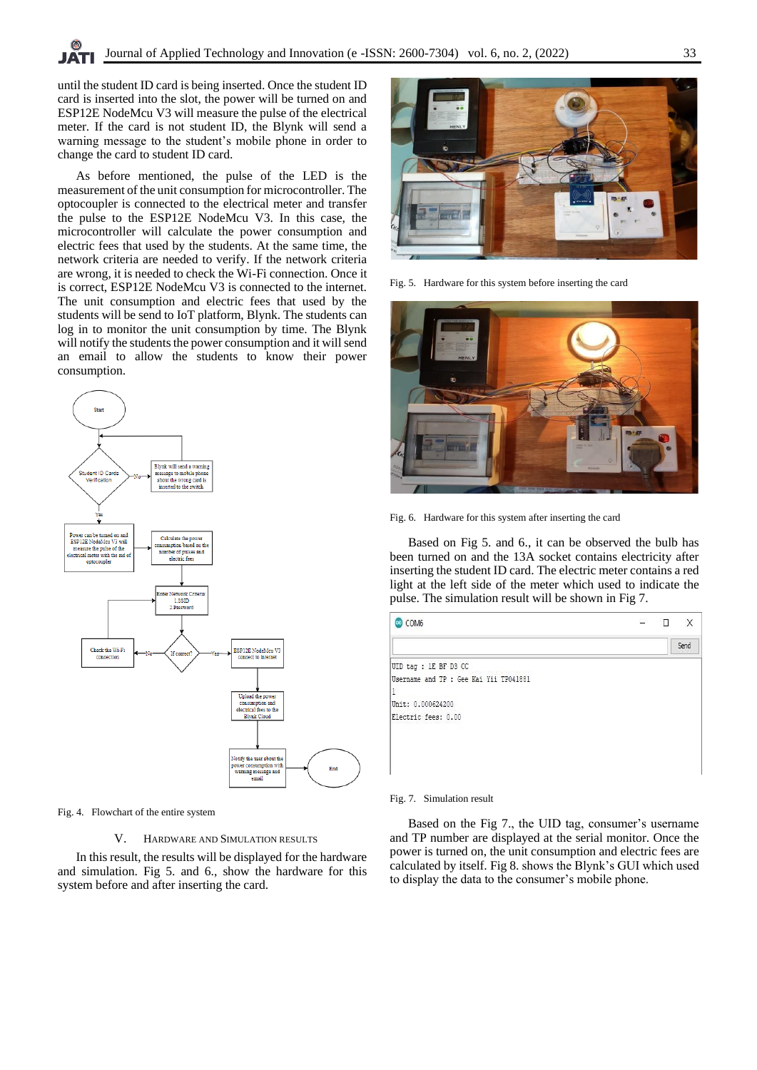until the student ID card is being inserted. Once the student ID card is inserted into the slot, the power will be turned on and ESP12E NodeMcu V3 will measure the pulse of the electrical meter. If the card is not student ID, the Blynk will send a warning message to the student's mobile phone in order to change the card to student ID card.

As before mentioned, the pulse of the LED is the measurement of the unit consumption for microcontroller. The optocoupler is connected to the electrical meter and transfer the pulse to the ESP12E NodeMcu V3. In this case, the microcontroller will calculate the power consumption and electric fees that used by the students. At the same time, the network criteria are needed to verify. If the network criteria are wrong, it is needed to check the Wi-Fi connection. Once it is correct, ESP12E NodeMcu V3 is connected to the internet. The unit consumption and electric fees that used by the students will be send to IoT platform, Blynk. The students can log in to monitor the unit consumption by time. The Blynk will notify the students the power consumption and it will send an email to allow the students to know their power consumption.

Fig. 4. Flowchart of the entire system

## V. HARDWARE AND SIMULATION RESULTS

In this result, the results will be displayed for the hardware and simulation. Fig 5. and 6., show the hardware for this system before and after inserting the card.

Fig. 5. Hardware for this system before inserting the card

Fig. 6. Hardware for this system after inserting the card

Based on Fig 5. and 6., it can be observed the bulb has been turned on and the 13A socket contains electricity after inserting the student ID card. The electric meter contains a red light at the left side of the meter which used to indicate the pulse. The simulation result will be shown in Fig 7.

Fig. 7. Simulation result

Based on the Fig 7., the UID tag, consumer's username and TP number are displayed at the serial monitor. Once the power is turned on, the unit consumption and electric fees are calculated by itself. Fig 8. shows the Blynk's GUI which used to display the data to the consumer's mobile phone.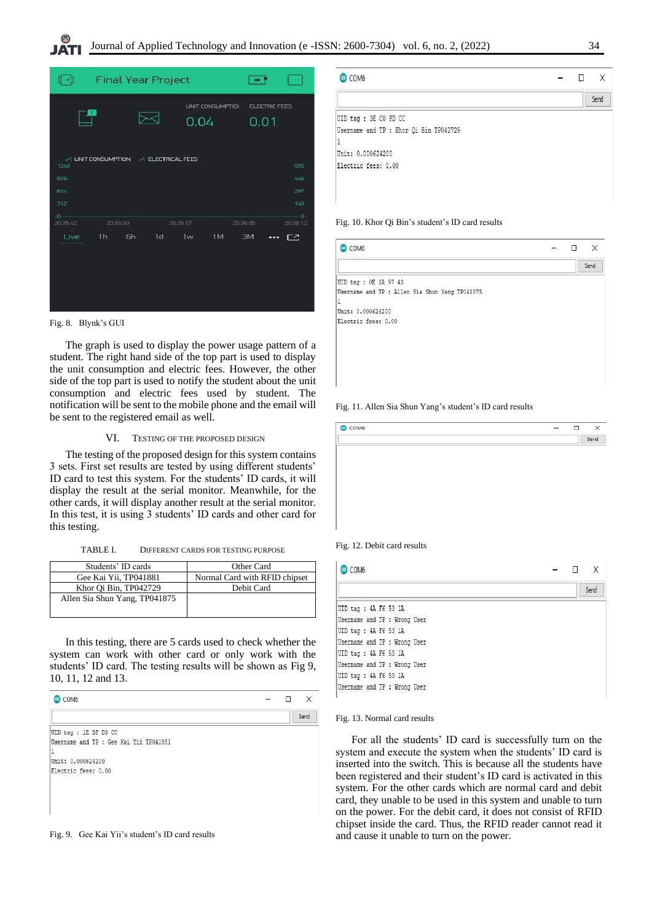Fig. 8. Blynk's GUI

The graph is used to display the power usage pattern of a student. The right hand side of the top part is used to display the unit consumption and electric fees. However, the other side of the top part is used to notify the student about the unit consumption and electric fees used by student. The notification will be sent to the mobile phone and the email will be sent to the registered email as well.

## VI. TESTING OF THE PROPOSED DESIGN

The testing of the proposed design for this system contains 3 sets. First set results are tested by using different students' ID card to test this system. For the students' ID cards, it will display the result at the serial monitor. Meanwhile, for the other cards, it will display another result at the serial monitor. In this test, it is using 3 students' ID cards and other card for this testing.

TABLE I. DIFFERENT CARDS FOR TESTING PURPOSE

| Students' ID cards | Other Card |
|---|---|
| Gee Kai Yii, TP041881 | Normal Card with RFID chipset |
| Khor Qi Bin, TP042729 | Debit Card |
| Allen Sia Shun Yang, TP041875 | |

In this testing, there are 5 cards used to check whether the system can work with other card or only work with the students' ID card. The testing results will be shown as Fig 9, 10, 11, 12 and 13.

Fig. 9. Gee Kai Yii's student's ID card results

Fig. 10. Khor Qi Bin's student's ID card results

Fig. 11. Allen Sia Shun Yang's student's ID card results

Fig. 12. Debit card results

Fig. 13. Normal card results

For all the students' ID card is successfully turn on the system and execute the system when the students' ID card is inserted into the switch. This is because all the students have been registered and their student's ID card is activated in this system. For the other cards which are normal card and debit card, they unable to be used in this system and unable to turn on the power. For the debit card, it does not consist of RFID chipset inside the card. Thus, the RFID reader cannot read it and cause it unable to turn on the power.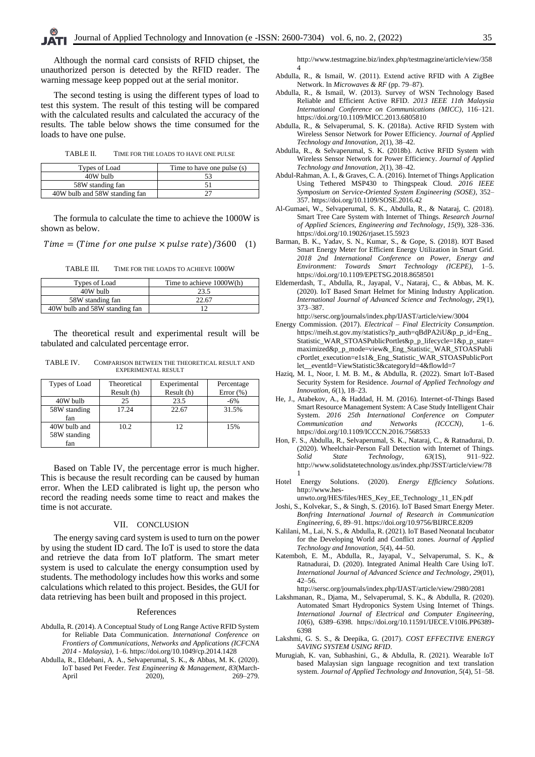Although the normal card consists of RFID chipset, the unauthorized person is detected by the RFID reader. The warning message keep popped out at the serial monitor.

The second testing is using the different types of load to test this system. The result of this testing will be compared with the calculated results and calculated the accuracy of the results. The table below shows the time consumed for the loads to have one pulse.

TABLE II. TIME FOR THE LOADS TO HAVE ONE PULSE

| Types of Load | Time to have one pulse (s) |
|---|---|
| 40W bulb | 53 |
| 58W standing fan | 51 |
| 40W bulb and 58W standing fan | 27 |

The formula to calculate the time to achieve the 1000W is shown as below.

$$Time = (Time\ for\ one\ pulse \times pulse\ rate)/3600 \quad (1)$$

TABLE III. TIME FOR THE LOADS TO ACHIEVE 1000W

| Types of Load | Time to achieve 1000W(h) |
|---|---|
| 40W bulb | 23.5 |
| 58W standing fan | 22.67 |
| 40W bulb and 58W standing fan | 12 |

The theoretical result and experimental result will be tabulated and calculated percentage error.

TABLE IV. COMPARISON BETWEEN THE THEORETICAL RESULT AND EXPERIMENTAL RESULT

| Types of Load | Theoretical Result (h) | Experimental Result (h) | Percentage Error (%) |
|---|---|---|---|
| 40W bulb | 25 | 23.5 | -6% |
| 58W standing fan | 17.24 | 22.67 | 31.5% |
| 40W bulb and 58W standing fan | 10.2 | 12 | 15% |

Based on Table IV, the percentage error is much higher. This is because the result recording can be caused by human error. When the LED calibrated is light up, the person who record the reading needs some time to react and makes the time is not accurate.

## VII. CONCLUSION

The energy saving card system is used to turn on the power by using the student ID card. The IoT is used to store the data and retrieve the data from IoT platform. The smart meter system is used to calculate the energy consumption used by students. The methodology includes how this works and some calculations which related to this project. Besides, the GUI for data retrieving has been built and proposed in this project.

## References

Abdulla, R. (2014). A Conceptual Study of Long Range Active RFID System for Reliable Data Communication. *International Conference on Frontiers of Communications, Networks and Applications (ICFCNA 2014 - Malaysia)*, 1–6. https://doi.org/10.1049/cp.2014.1428

Abdulla, R., Eldebani, A. A., Selvaperumal, S. K., & Abbas, M. K. (2020). IoT based Pet Feeder. *Test Engineering & Management*, *83*(March-April 2020), 269–279. http://www.testmagzine.biz/index.php/testmagzine/article/view/3584

Abdulla, R., & Ismail, W. (2011). Extend active RFID with A ZigBee Network. In *Microwaves & RF* (pp. 79–87).

Abdulla, R., & Ismail, W. (2013). Survey of WSN Technology Based Reliable and Efficient Active RFID. *2013 IEEE 11th Malaysia International Conference on Communications (MICC)*, 116–121. https://doi.org/10.1109/MICC.2013.6805810

Abdulla, R., & Selvaperumal, S. K. (2018a). Active RFID System with Wireless Sensor Network for Power Efficiency. *Journal of Applied Technology and Innovation*, *2*(1), 38–42.

Abdulla, R., & Selvaperumal, S. K. (2018b). Active RFID System with Wireless Sensor Network for Power Efficiency. *Journal of Applied Technology and Innovation*, *2*(1), 38–42.

Abdul-Rahman, A. I., & Graves, C. A. (2016). Internet of Things Application Using Tethered MSP430 to Thingspeak Cloud. *2016 IEEE Symposium on Service-Oriented System Engineering (SOSE)*, 352–357. https://doi.org/10.1109/SOSE.2016.42

Al-Gumaei, W., Selvaperumal, S. K., Abdulla, R., & Nataraj, C. (2018). Smart Tree Care System with Internet of Things. *Research Journal of Applied Sciences, Engineering and Technology*, *15*(9), 328–336. https://doi.org/10.19026/rjaset.15.5923

Barman, B. K., Yadav, S. N., Kumar, S., & Gope, S. (2018). IOT Based Smart Energy Meter for Efficient Energy Utilization in Smart Grid. *2018 2nd International Conference on Power, Energy and Environment: Towards Smart Technology (ICEPE)*, 1–5. https://doi.org/10.1109/EPETSG.2018.8658501

Eldemerdash, T., Abdulla, R., Jayapal, V., Nataraj, C., & Abbas, M. K. (2020). IoT Based Smart Helmet for Mining Industry Application. *International Journal of Advanced Science and Technology*, *29*(1), 373–387. http://sersc.org/journals/index.php/IJAST/article/view/3004

Energy Commission. (2017). *Electrical – Final Electricity Consumption*. https://meih.st.gov.my/statistics?p_auth=qBdPA2iU&p_p_id=Eng_Statistic_WAR_STOASPublicPortlet&p_p_lifecycle=1&p_p_state=maximized&p_p_mode=view&_Eng_Statistic_WAR_STOASPublicPortlet_execution=e1s1&_Eng_Statistic_WAR_STOASPublicPortlet__eventId=ViewStatistic3&categoryId=4&flowId=7

Haziq, M. I., Noor, I. M. B. M., & Abdulla, R. (2022). Smart IoT-Based Security System for Residence. *Journal of Applied Technology and Innovation*, *6*(1), 18–23.

He, J., Atabekov, A., & Haddad, H. M. (2016). Internet-of-Things Based Smart Resource Management System: A Case Study Intelligent Chair System. *2016 25th International Conference on Computer Communication and Networks (ICCCN)*, 1–6. https://doi.org/10.1109/ICCCN.2016.7568533

Hon, F. S., Abdulla, R., Selvaperumal, S. K., Nataraj, C., & Ratnadurai, D. (2020). Wheelchair-Person Fall Detection with Internet of Things. *Solid State Technology*, *63*(1S), 911–922. http://www.solidstatetechnology.us/index.php/JSST/article/view/781

Hotel Energy Solutions. (2020). *Energy Efficiency Solutions*. http://www.hes-unwto.org/HES/files/HES_Key_EE_Technology_11_EN.pdf

Joshi, S., Kolvekar, S., & Singh, S. (2016). IoT Based Smart Energy Meter. *Bonfring International Journal of Research in Communication Engineering*, *6*, 89–91. https://doi.org/10.9756/BIJRCE.8209

Kalilani, M., Lai, N. S., & Abdulla, R. (2021). IoT Based Neonatal Incubator for the Developing World and Conflict zones. *Journal of Applied Technology and Innovation*, *5*(4), 44–50.

Katemboh, E. M., Abdulla, R., Jayapal, V., Selvaperumal, S. K., & Ratnadurai, D. (2020). Integrated Animal Health Care Using IoT. *International Journal of Advanced Science and Technology*, *29*(01), 42–56. http://sersc.org/journals/index.php/IJAST/article/view/2980/2081

Lakshmanan, R., Djama, M., Selvaperumal, S. K., & Abdulla, R. (2020). Automated Smart Hydroponics System Using Internet of Things. *International Journal of Electrical and Computer Engineering*, *10*(6), 6389–6398. https://doi.org/10.11591/IJECE.V10I6.PP6389-6398

Lakshmi, G. S. S., & Deepika, G. (2017). *COST EFFECTIVE ENERGY SAVING SYSTEM USING RFID*.

Murugiah, K. van, Subhashini, G., & Abdulla, R. (2021). Wearable IoT based Malaysian sign language recognition and text translation system. *Journal of Applied Technology and Innovation*, *5*(4), 51–58.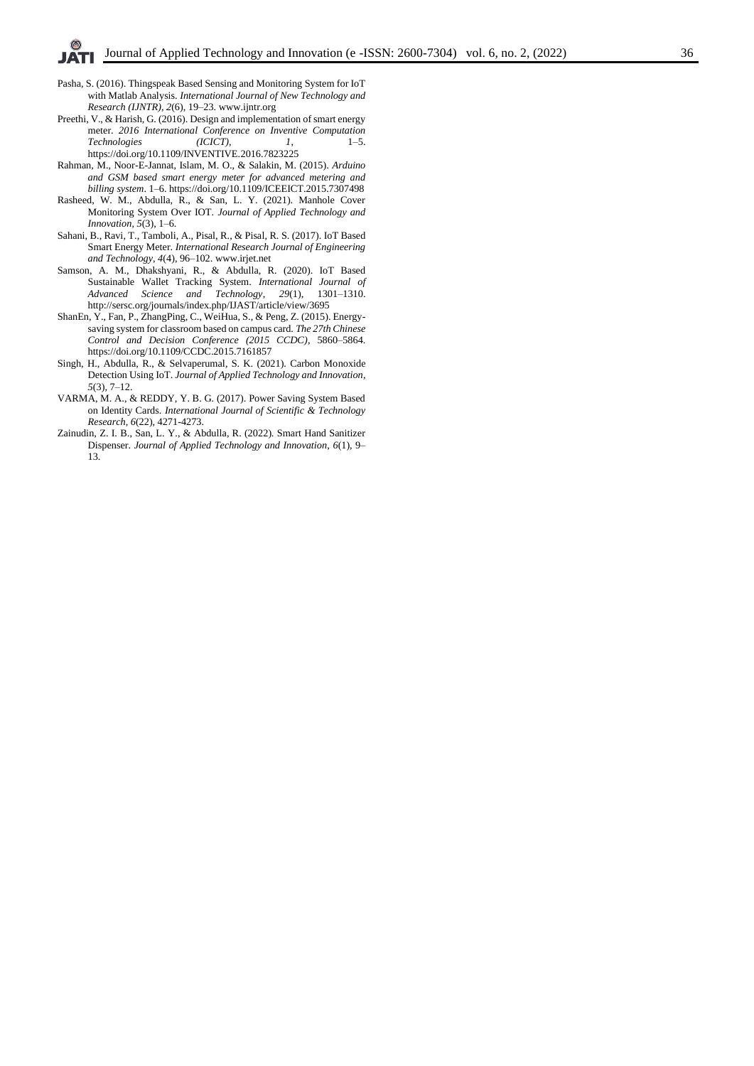Pasha, S. (2016). Thingspeak Based Sensing and Monitoring System for IoT with Matlab Analysis. *International Journal of New Technology and Research (IJNTR)*, *2*(6), 19–23. www.ijntr.org

Preethi, V., & Harish, G. (2016). Design and implementation of smart energy meter. *2016 International Conference on Inventive Computation Technologies (ICICT)*, *1*, 1–5. https://doi.org/10.1109/INVENTIVE.2016.7823225

Rahman, M., Noor-E-Jannat, Islam, M. O., & Salakin, M. (2015). *Arduino and GSM based smart energy meter for advanced metering and billing system*. 1–6. https://doi.org/10.1109/ICEEICT.2015.7307498

Rasheed, W. M., Abdulla, R., & San, L. Y. (2021). Manhole Cover Monitoring System Over IOT. *Journal of Applied Technology and Innovation*, *5*(3), 1–6.

Sahani, B., Ravi, T., Tamboli, A., Pisal, R., & Pisal, R. S. (2017). IoT Based Smart Energy Meter. *International Research Journal of Engineering and Technology*, *4*(4), 96–102. www.irjet.net

Samson, A. M., Dhakshyani, R., & Abdulla, R. (2020). IoT Based Sustainable Wallet Tracking System. *International Journal of Advanced Science and Technology*, *29*(1), 1301–1310. http://sersc.org/journals/index.php/IJAST/article/view/3695

ShanEn, Y., Fan, P., ZhangPing, C., WeiHua, S., & Peng, Z. (2015). Energy-saving system for classroom based on campus card. *The 27th Chinese Control and Decision Conference (2015 CCDC)*, 5860–5864. https://doi.org/10.1109/CCDC.2015.7161857

Singh, H., Abdulla, R., & Selvaperumal, S. K. (2021). Carbon Monoxide Detection Using IoT. *Journal of Applied Technology and Innovation*, *5*(3), 7–12.

VARMA, M. A., & REDDY, Y. B. G. (2017). Power Saving System Based on Identity Cards. *International Journal of Scientific & Technology Research*, *6*(22), 4271-4273.

Zainudin, Z. I. B., San, L. Y., & Abdulla, R. (2022). Smart Hand Sanitizer Dispenser. *Journal of Applied Technology and Innovation*, *6*(1), 9–13.